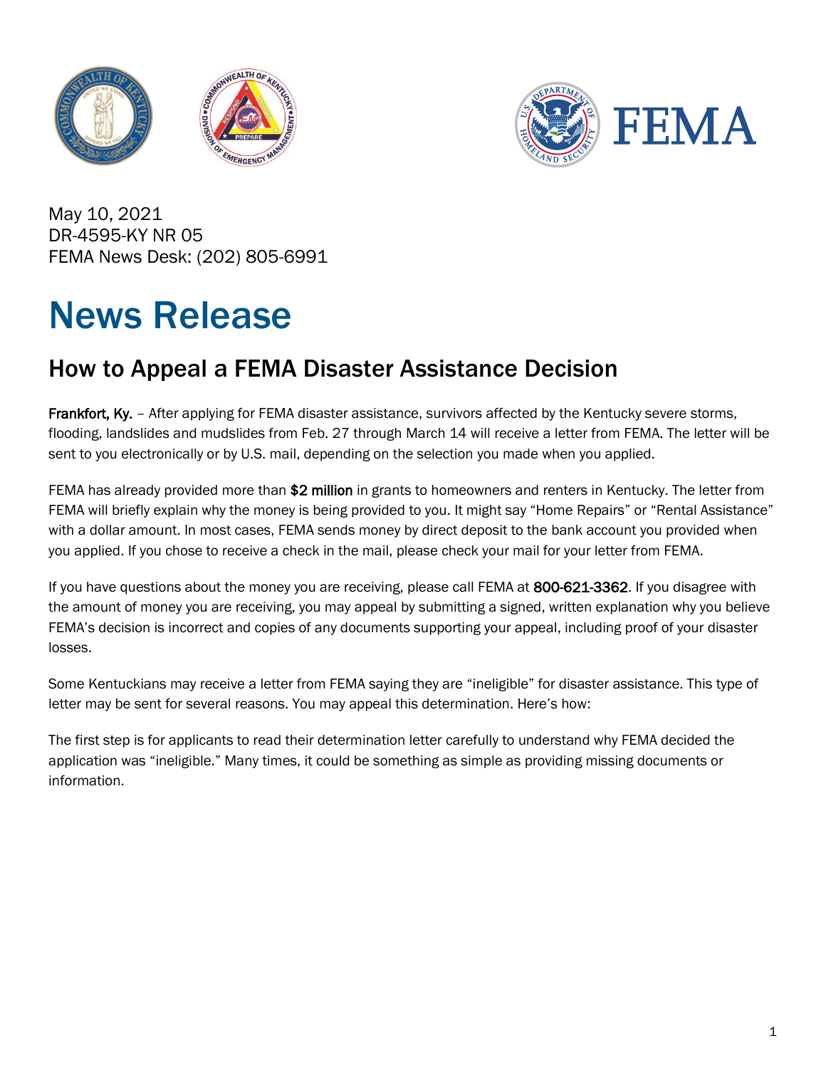May 10, 2021
DR-4595-KY NR 05
FEMA News Desk: (202) 805-6991

# News Release

## How to Appeal a FEMA Disaster Assistance Decision

**Frankfort, Ky.** – After applying for FEMA disaster assistance, survivors affected by the Kentucky severe storms, flooding, landslides and mudslides from Feb. 27 through March 14 will receive a letter from FEMA. The letter will be sent to you electronically or by U.S. mail, depending on the selection you made when you applied.

FEMA has already provided more than **$2 million** in grants to homeowners and renters in Kentucky. The letter from FEMA will briefly explain why the money is being provided to you. It might say "Home Repairs" or "Rental Assistance" with a dollar amount. In most cases, FEMA sends money by direct deposit to the bank account you provided when you applied. If you chose to receive a check in the mail, please check your mail for your letter from FEMA.

If you have questions about the money you are receiving, please call FEMA at **800-621-3362**. If you disagree with the amount of money you are receiving, you may appeal by submitting a signed, written explanation why you believe FEMA's decision is incorrect and copies of any documents supporting your appeal, including proof of your disaster losses.

Some Kentuckians may receive a letter from FEMA saying they are "ineligible" for disaster assistance. This type of letter may be sent for several reasons. You may appeal this determination. Here's how:

The first step is for applicants to read their determination letter carefully to understand why FEMA decided the application was "ineligible." Many times, it could be something as simple as providing missing documents or information.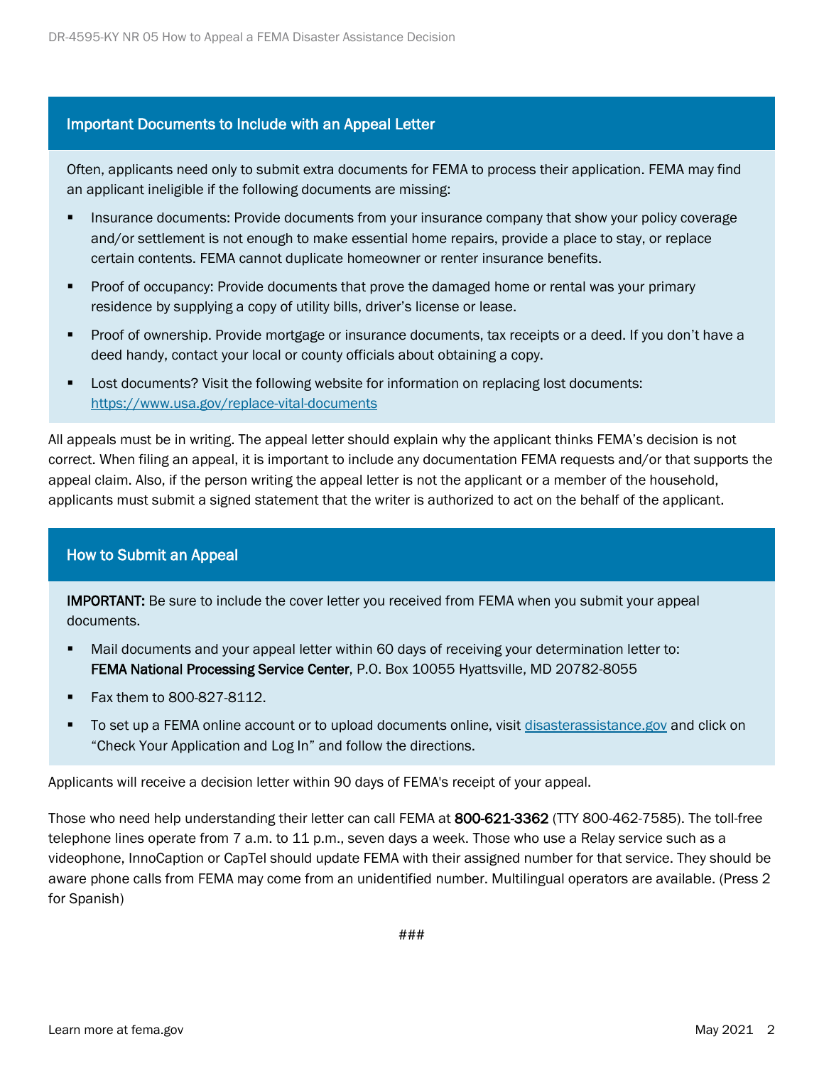## Important Documents to Include with an Appeal Letter

Often, applicants need only to submit extra documents for FEMA to process their application. FEMA may find an applicant ineligible if the following documents are missing:

- Insurance documents: Provide documents from your insurance company that show your policy coverage and/or settlement is not enough to make essential home repairs, provide a place to stay, or replace certain contents. FEMA cannot duplicate homeowner or renter insurance benefits.
- Proof of occupancy: Provide documents that prove the damaged home or rental was your primary residence by supplying a copy of utility bills, driver's license or lease.
- Proof of ownership. Provide mortgage or insurance documents, tax receipts or a deed. If you don't have a deed handy, contact your local or county officials about obtaining a copy.
- Lost documents? Visit the following website for information on replacing lost documents: https://www.usa.gov/replace-vital-documents

All appeals must be in writing. The appeal letter should explain why the applicant thinks FEMA's decision is not correct. When filing an appeal, it is important to include any documentation FEMA requests and/or that supports the appeal claim. Also, if the person writing the appeal letter is not the applicant or a member of the household, applicants must submit a signed statement that the writer is authorized to act on the behalf of the applicant.

## How to Submit an Appeal

**IMPORTANT:** Be sure to include the cover letter you received from FEMA when you submit your appeal documents.

- Mail documents and your appeal letter within 60 days of receiving your determination letter to: **FEMA National Processing Service Center**, P.O. Box 10055 Hyattsville, MD 20782-8055
- Fax them to 800-827-8112.
- To set up a FEMA online account or to upload documents online, visit disasterassistance.gov and click on "Check Your Application and Log In" and follow the directions.

Applicants will receive a decision letter within 90 days of FEMA's receipt of your appeal.

Those who need help understanding their letter can call FEMA at **800-621-3362** (TTY 800-462-7585). The toll-free telephone lines operate from 7 a.m. to 11 p.m., seven days a week. Those who use a Relay service such as a videophone, InnoCaption or CapTel should update FEMA with their assigned number for that service. They should be aware phone calls from FEMA may come from an unidentified number. Multilingual operators are available. (Press 2 for Spanish)

###